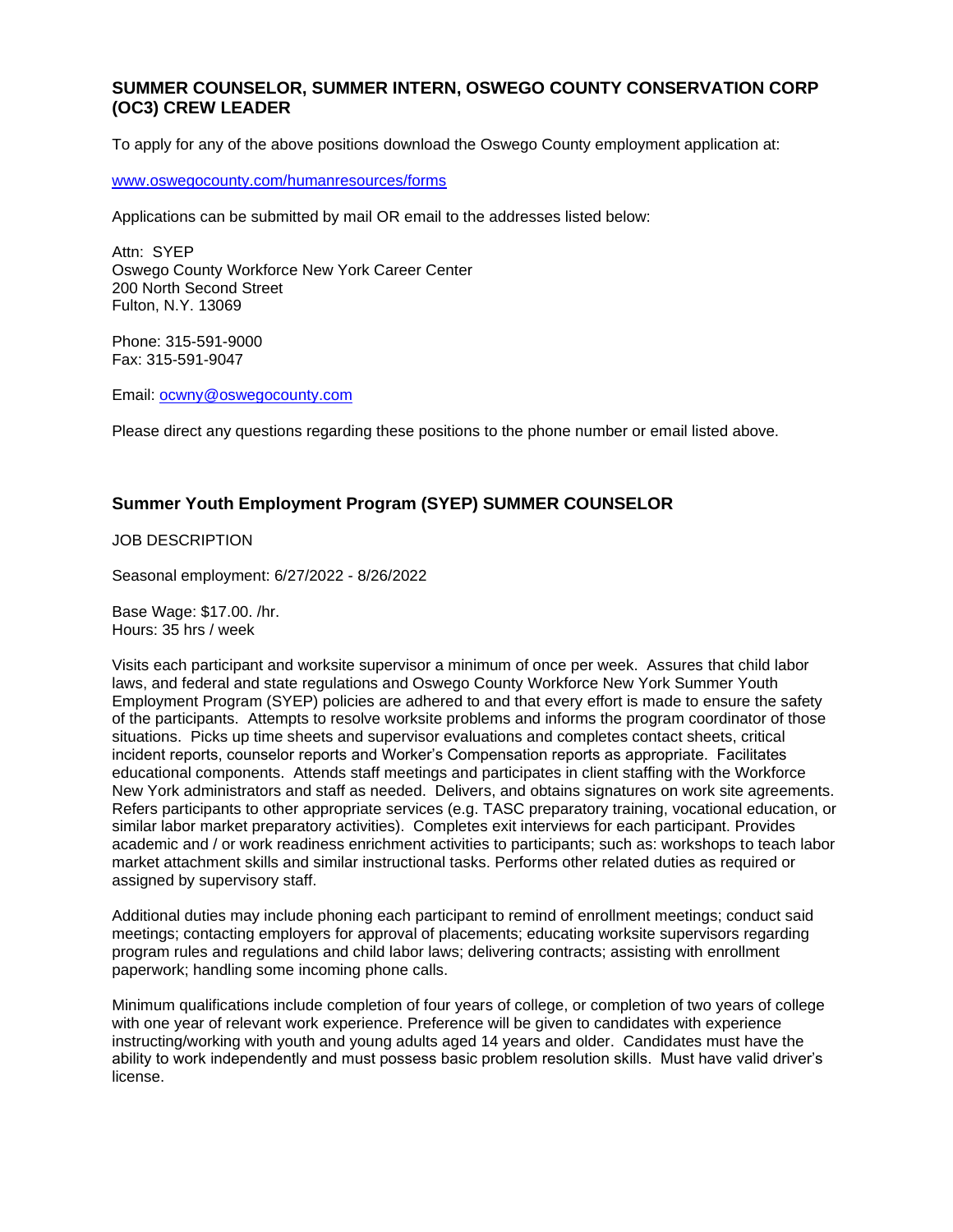## SUMMER COUNSELOR, SUMMER INTERN, OSWEGO COUNTY CONSERVATION CORP (OC3) CREW LEADER

To apply for any of the above positions download the Oswego County employment application at:

[www.oswegocounty.com/humanresources/forms](www.oswegocounty.com/humanresources/forms)

Applications can be submitted by mail OR email to the addresses listed below:

Attn: SYEP
Oswego County Workforce New York Career Center
200 North Second Street
Fulton, N.Y. 13069

Phone: 315-591-9000
Fax: 315-591-9047

Email: [ocwny@oswegocounty.com](mailto:ocwny@oswegocounty.com)

Please direct any questions regarding these positions to the phone number or email listed above.

## Summer Youth Employment Program (SYEP) SUMMER COUNSELOR

JOB DESCRIPTION

Seasonal employment: 6/27/2022 - 8/26/2022

Base Wage: $17.00. /hr.
Hours: 35 hrs / week

Visits each participant and worksite supervisor a minimum of once per week. Assures that child labor laws, and federal and state regulations and Oswego County Workforce New York Summer Youth Employment Program (SYEP) policies are adhered to and that every effort is made to ensure the safety of the participants. Attempts to resolve worksite problems and informs the program coordinator of those situations. Picks up time sheets and supervisor evaluations and completes contact sheets, critical incident reports, counselor reports and Worker's Compensation reports as appropriate. Facilitates educational components. Attends staff meetings and participates in client staffing with the Workforce New York administrators and staff as needed. Delivers, and obtains signatures on work site agreements. Refers participants to other appropriate services (e.g. TASC preparatory training, vocational education, or similar labor market preparatory activities). Completes exit interviews for each participant. Provides academic and / or work readiness enrichment activities to participants; such as: workshops to teach labor market attachment skills and similar instructional tasks. Performs other related duties as required or assigned by supervisory staff.

Additional duties may include phoning each participant to remind of enrollment meetings; conduct said meetings; contacting employers for approval of placements; educating worksite supervisors regarding program rules and regulations and child labor laws; delivering contracts; assisting with enrollment paperwork; handling some incoming phone calls.

Minimum qualifications include completion of four years of college, or completion of two years of college with one year of relevant work experience. Preference will be given to candidates with experience instructing/working with youth and young adults aged 14 years and older. Candidates must have the ability to work independently and must possess basic problem resolution skills. Must have valid driver's license.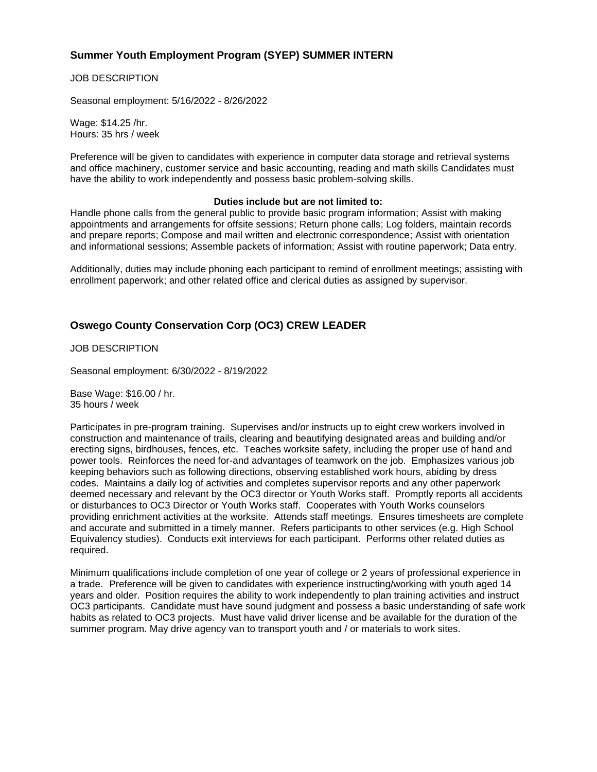## Summer Youth Employment Program (SYEP) SUMMER INTERN

JOB DESCRIPTION

Seasonal employment: 5/16/2022 - 8/26/2022

Wage: $14.25 /hr.
Hours: 35 hrs / week

Preference will be given to candidates with experience in computer data storage and retrieval systems and office machinery, customer service and basic accounting, reading and math skills Candidates must have the ability to work independently and possess basic problem-solving skills.

**Duties include but are not limited to:**

Handle phone calls from the general public to provide basic program information; Assist with making appointments and arrangements for offsite sessions; Return phone calls; Log folders, maintain records and prepare reports; Compose and mail written and electronic correspondence; Assist with orientation and informational sessions; Assemble packets of information; Assist with routine paperwork; Data entry.

Additionally, duties may include phoning each participant to remind of enrollment meetings; assisting with enrollment paperwork; and other related office and clerical duties as assigned by supervisor.

## Oswego County Conservation Corp (OC3) CREW LEADER

JOB DESCRIPTION

Seasonal employment: 6/30/2022 - 8/19/2022

Base Wage: $16.00 / hr.
35 hours / week

Participates in pre-program training. Supervises and/or instructs up to eight crew workers involved in construction and maintenance of trails, clearing and beautifying designated areas and building and/or erecting signs, birdhouses, fences, etc. Teaches worksite safety, including the proper use of hand and power tools. Reinforces the need for-and advantages of teamwork on the job. Emphasizes various job keeping behaviors such as following directions, observing established work hours, abiding by dress codes. Maintains a daily log of activities and completes supervisor reports and any other paperwork deemed necessary and relevant by the OC3 director or Youth Works staff. Promptly reports all accidents or disturbances to OC3 Director or Youth Works staff. Cooperates with Youth Works counselors providing enrichment activities at the worksite. Attends staff meetings. Ensures timesheets are complete and accurate and submitted in a timely manner. Refers participants to other services (e.g. High School Equivalency studies). Conducts exit interviews for each participant. Performs other related duties as required.

Minimum qualifications include completion of one year of college or 2 years of professional experience in a trade. Preference will be given to candidates with experience instructing/working with youth aged 14 years and older. Position requires the ability to work independently to plan training activities and instruct OC3 participants. Candidate must have sound judgment and possess a basic understanding of safe work habits as related to OC3 projects. Must have valid driver license and be available for the duration of the summer program. May drive agency van to transport youth and / or materials to work sites.